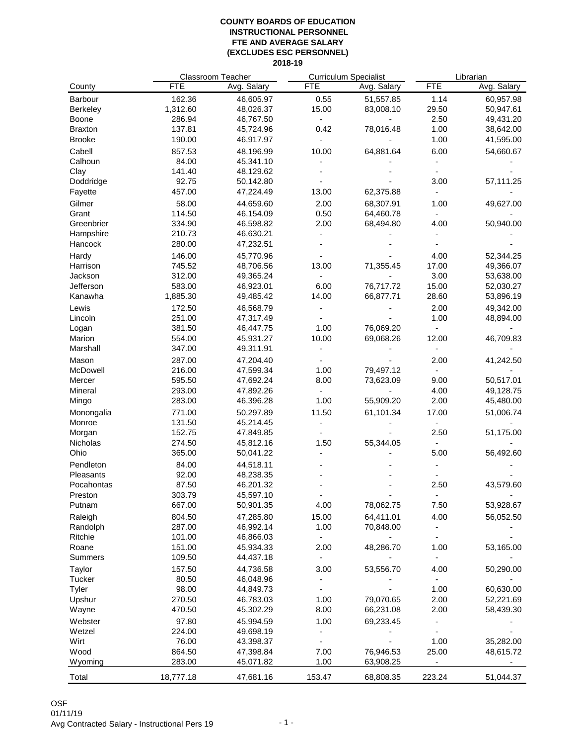**COUNTY BOARDS OF EDUCATION**
**INSTRUCTIONAL PERSONNEL**
**FTE AND AVERAGE SALARY**
**(EXCLUDES ESC PERSONNEL)**
**2018-19**

| | Classroom Teacher | | Curriculum Specialist | | Librarian | |
|---|---|---|---|---|---|---|
| County | FTE | Avg. Salary | FTE | Avg. Salary | FTE | Avg. Salary |
| Barbour | 162.36 | 46,605.97 | 0.55 | 51,557.85 | 1.14 | 60,957.98 |
| Berkeley | 1,312.60 | 48,026.37 | 15.00 | 83,008.10 | 29.50 | 50,947.61 |
| Boone | 286.94 | 46,767.50 | - | - | 2.50 | 49,431.20 |
| Braxton | 137.81 | 45,724.96 | 0.42 | 78,016.48 | 1.00 | 38,642.00 |
| Brooke | 190.00 | 46,917.97 | - | - | 1.00 | 41,595.00 |
| Cabell | 857.53 | 48,196.99 | 10.00 | 64,881.64 | 6.00 | 54,660.67 |
| Calhoun | 84.00 | 45,341.10 | - | - | - | - |
| Clay | 141.40 | 48,129.62 | - | - | - | - |
| Doddridge | 92.75 | 50,142.80 | - | - | 3.00 | 57,111.25 |
| Fayette | 457.00 | 47,224.49 | 13.00 | 62,375.88 | - | - |
| Gilmer | 58.00 | 44,659.60 | 2.00 | 68,307.91 | 1.00 | 49,627.00 |
| Grant | 114.50 | 46,154.09 | 0.50 | 64,460.78 | - | - |
| Greenbrier | 334.90 | 46,598.82 | 2.00 | 68,494.80 | 4.00 | 50,940.00 |
| Hampshire | 210.73 | 46,630.21 | - | - | - | - |
| Hancock | 280.00 | 47,232.51 | - | - | - | - |
| Hardy | 146.00 | 45,770.96 | - | - | 4.00 | 52,344.25 |
| Harrison | 745.52 | 48,706.56 | 13.00 | 71,355.45 | 17.00 | 49,366.07 |
| Jackson | 312.00 | 49,365.24 | - | - | 3.00 | 53,638.00 |
| Jefferson | 583.00 | 46,923.01 | 6.00 | 76,717.72 | 15.00 | 52,030.27 |
| Kanawha | 1,885.30 | 49,485.42 | 14.00 | 66,877.71 | 28.60 | 53,896.19 |
| Lewis | 172.50 | 46,568.79 | - | - | 2.00 | 49,342.00 |
| Lincoln | 251.00 | 47,317.49 | - | - | 1.00 | 48,894.00 |
| Logan | 381.50 | 46,447.75 | 1.00 | 76,069.20 | - | - |
| Marion | 554.00 | 45,931.27 | 10.00 | 69,068.26 | 12.00 | 46,709.83 |
| Marshall | 347.00 | 49,311.91 | - | - | - | - |
| Mason | 287.00 | 47,204.40 | - | - | 2.00 | 41,242.50 |
| McDowell | 216.00 | 47,599.34 | 1.00 | 79,497.12 | - | - |
| Mercer | 595.50 | 47,692.24 | 8.00 | 73,623.09 | 9.00 | 50,517.01 |
| Mineral | 293.00 | 47,892.26 | - | - | 4.00 | 49,128.75 |
| Mingo | 283.00 | 46,396.28 | 1.00 | 55,909.20 | 2.00 | 45,480.00 |
| Monongalia | 771.00 | 50,297.89 | 11.50 | 61,101.34 | 17.00 | 51,006.74 |
| Monroe | 131.50 | 45,214.45 | - | - | - | - |
| Morgan | 152.75 | 47,849.85 | - | - | 2.50 | 51,175.00 |
| Nicholas | 274.50 | 45,812.16 | 1.50 | 55,344.05 | - | - |
| Ohio | 365.00 | 50,041.22 | - | - | 5.00 | 56,492.60 |
| Pendleton | 84.00 | 44,518.11 | - | - | - | - |
| Pleasants | 92.00 | 48,238.35 | - | - | - | - |
| Pocahontas | 87.50 | 46,201.32 | - | - | 2.50 | 43,579.60 |
| Preston | 303.79 | 45,597.10 | - | - | - | - |
| Putnam | 667.00 | 50,901.35 | 4.00 | 78,062.75 | 7.50 | 53,928.67 |
| Raleigh | 804.50 | 47,285.80 | 15.00 | 64,411.01 | 4.00 | 56,052.50 |
| Randolph | 287.00 | 46,992.14 | 1.00 | 70,848.00 | - | - |
| Ritchie | 101.00 | 46,866.03 | - | - | - | - |
| Roane | 151.00 | 45,934.33 | 2.00 | 48,286.70 | 1.00 | 53,165.00 |
| Summers | 109.50 | 44,437.18 | - | - | - | - |
| Taylor | 157.50 | 44,736.58 | 3.00 | 53,556.70 | 4.00 | 50,290.00 |
| Tucker | 80.50 | 46,048.96 | - | - | - | - |
| Tyler | 98.00 | 44,849.73 | - | - | 1.00 | 60,630.00 |
| Upshur | 270.50 | 46,783.03 | 1.00 | 79,070.65 | 2.00 | 52,221.69 |
| Wayne | 470.50 | 45,302.29 | 8.00 | 66,231.08 | 2.00 | 58,439.30 |
| Webster | 97.80 | 45,994.59 | 1.00 | 69,233.45 | - | - |
| Wetzel | 224.00 | 49,698.19 | - | - | - | - |
| Wirt | 76.00 | 43,398.37 | - | - | 1.00 | 35,282.00 |
| Wood | 864.50 | 47,398.84 | 7.00 | 76,946.53 | 25.00 | 48,615.72 |
| Wyoming | 283.00 | 45,071.82 | 1.00 | 63,908.25 | - | - |
| Total | 18,777.18 | 47,681.16 | 153.47 | 68,808.35 | 223.24 | 51,044.37 |

OSF
01/11/19
Avg Contracted Salary - Instructional Pers 19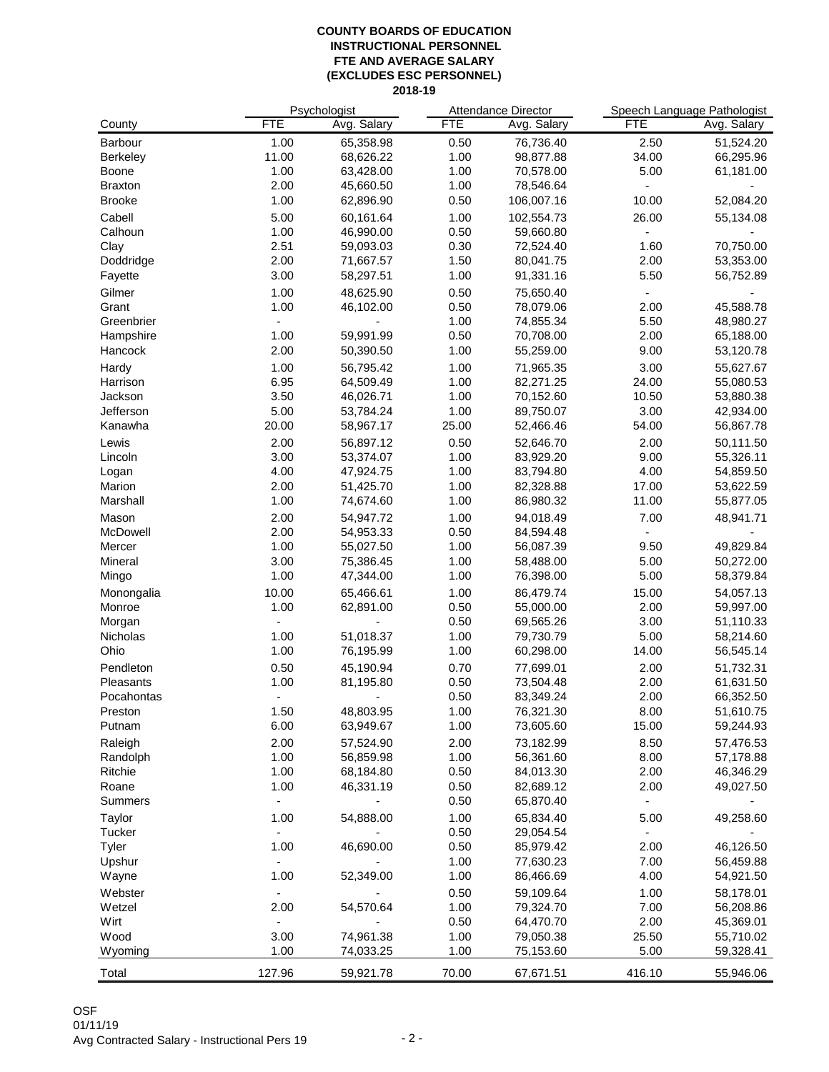# COUNTY BOARDS OF EDUCATION
## INSTRUCTIONAL PERSONNEL
## FTE AND AVERAGE SALARY
## (EXCLUDES ESC PERSONNEL)
## 2018-19

| | Psychologist | | Attendance Director | | Speech Language Pathologist | |
|---|---|---|---|---|---|---|
| County | FTE | Avg. Salary | FTE | Avg. Salary | FTE | Avg. Salary |
| Barbour | 1.00 | 65,358.98 | 0.50 | 76,736.40 | 2.50 | 51,524.20 |
| Berkeley | 11.00 | 68,626.22 | 1.00 | 98,877.88 | 34.00 | 66,295.96 |
| Boone | 1.00 | 63,428.00 | 1.00 | 70,578.00 | 5.00 | 61,181.00 |
| Braxton | 2.00 | 45,660.50 | 1.00 | 78,546.64 | - | - |
| Brooke | 1.00 | 62,896.90 | 0.50 | 106,007.16 | 10.00 | 52,084.20 |
| Cabell | 5.00 | 60,161.64 | 1.00 | 102,554.73 | 26.00 | 55,134.08 |
| Calhoun | 1.00 | 46,990.00 | 0.50 | 59,660.80 | - | - |
| Clay | 2.51 | 59,093.03 | 0.30 | 72,524.40 | 1.60 | 70,750.00 |
| Doddridge | 2.00 | 71,667.57 | 1.50 | 80,041.75 | 2.00 | 53,353.00 |
| Fayette | 3.00 | 58,297.51 | 1.00 | 91,331.16 | 5.50 | 56,752.89 |
| Gilmer | 1.00 | 48,625.90 | 0.50 | 75,650.40 | - | - |
| Grant | 1.00 | 46,102.00 | 0.50 | 78,079.06 | 2.00 | 45,588.78 |
| Greenbrier | - | - | 1.00 | 74,855.34 | 5.50 | 48,980.27 |
| Hampshire | 1.00 | 59,991.99 | 0.50 | 70,708.00 | 2.00 | 65,188.00 |
| Hancock | 2.00 | 50,390.50 | 1.00 | 55,259.00 | 9.00 | 53,120.78 |
| Hardy | 1.00 | 56,795.42 | 1.00 | 71,965.35 | 3.00 | 55,627.67 |
| Harrison | 6.95 | 64,509.49 | 1.00 | 82,271.25 | 24.00 | 55,080.53 |
| Jackson | 3.50 | 46,026.71 | 1.00 | 70,152.60 | 10.50 | 53,880.38 |
| Jefferson | 5.00 | 53,784.24 | 1.00 | 89,750.07 | 3.00 | 42,934.00 |
| Kanawha | 20.00 | 58,967.17 | 25.00 | 52,466.46 | 54.00 | 56,867.78 |
| Lewis | 2.00 | 56,897.12 | 0.50 | 52,646.70 | 2.00 | 50,111.50 |
| Lincoln | 3.00 | 53,374.07 | 1.00 | 83,929.20 | 9.00 | 55,326.11 |
| Logan | 4.00 | 47,924.75 | 1.00 | 83,794.80 | 4.00 | 54,859.50 |
| Marion | 2.00 | 51,425.70 | 1.00 | 82,328.88 | 17.00 | 53,622.59 |
| Marshall | 1.00 | 74,674.60 | 1.00 | 86,980.32 | 11.00 | 55,877.05 |
| Mason | 2.00 | 54,947.72 | 1.00 | 94,018.49 | 7.00 | 48,941.71 |
| McDowell | 2.00 | 54,953.33 | 0.50 | 84,594.48 | - | - |
| Mercer | 1.00 | 55,027.50 | 1.00 | 56,087.39 | 9.50 | 49,829.84 |
| Mineral | 3.00 | 75,386.45 | 1.00 | 58,488.00 | 5.00 | 50,272.00 |
| Mingo | 1.00 | 47,344.00 | 1.00 | 76,398.00 | 5.00 | 58,379.84 |
| Monongalia | 10.00 | 65,466.61 | 1.00 | 86,479.74 | 15.00 | 54,057.13 |
| Monroe | 1.00 | 62,891.00 | 0.50 | 55,000.00 | 2.00 | 59,997.00 |
| Morgan | - | - | 0.50 | 69,565.26 | 3.00 | 51,110.33 |
| Nicholas | 1.00 | 51,018.37 | 1.00 | 79,730.79 | 5.00 | 58,214.60 |
| Ohio | 1.00 | 76,195.99 | 1.00 | 60,298.00 | 14.00 | 56,545.14 |
| Pendleton | 0.50 | 45,190.94 | 0.70 | 77,699.01 | 2.00 | 51,732.31 |
| Pleasants | 1.00 | 81,195.80 | 0.50 | 73,504.48 | 2.00 | 61,631.50 |
| Pocahontas | - | - | 0.50 | 83,349.24 | 2.00 | 66,352.50 |
| Preston | 1.50 | 48,803.95 | 1.00 | 76,321.30 | 8.00 | 51,610.75 |
| Putnam | 6.00 | 63,949.67 | 1.00 | 73,605.60 | 15.00 | 59,244.93 |
| Raleigh | 2.00 | 57,524.90 | 2.00 | 73,182.99 | 8.50 | 57,476.53 |
| Randolph | 1.00 | 56,859.98 | 1.00 | 56,361.60 | 8.00 | 57,178.88 |
| Ritchie | 1.00 | 68,184.80 | 0.50 | 84,013.30 | 2.00 | 46,346.29 |
| Roane | 1.00 | 46,331.19 | 0.50 | 82,689.12 | 2.00 | 49,027.50 |
| Summers | - | - | 0.50 | 65,870.40 | - | - |
| Taylor | 1.00 | 54,888.00 | 1.00 | 65,834.40 | 5.00 | 49,258.60 |
| Tucker | - | - | 0.50 | 29,054.54 | - | - |
| Tyler | 1.00 | 46,690.00 | 0.50 | 85,979.42 | 2.00 | 46,126.50 |
| Upshur | - | - | 1.00 | 77,630.23 | 7.00 | 56,459.88 |
| Wayne | 1.00 | 52,349.00 | 1.00 | 86,466.69 | 4.00 | 54,921.50 |
| Webster | - | - | 0.50 | 59,109.64 | 1.00 | 58,178.01 |
| Wetzel | 2.00 | 54,570.64 | 1.00 | 79,324.70 | 7.00 | 56,208.86 |
| Wirt | - | - | 0.50 | 64,470.70 | 2.00 | 45,369.01 |
| Wood | 3.00 | 74,961.38 | 1.00 | 79,050.38 | 25.50 | 55,710.02 |
| Wyoming | 1.00 | 74,033.25 | 1.00 | 75,153.60 | 5.00 | 59,328.41 |
| Total | 127.96 | 59,921.78 | 70.00 | 67,671.51 | 416.10 | 55,946.06 |

OSF
01/11/19
Avg Contracted Salary - Instructional Pers 19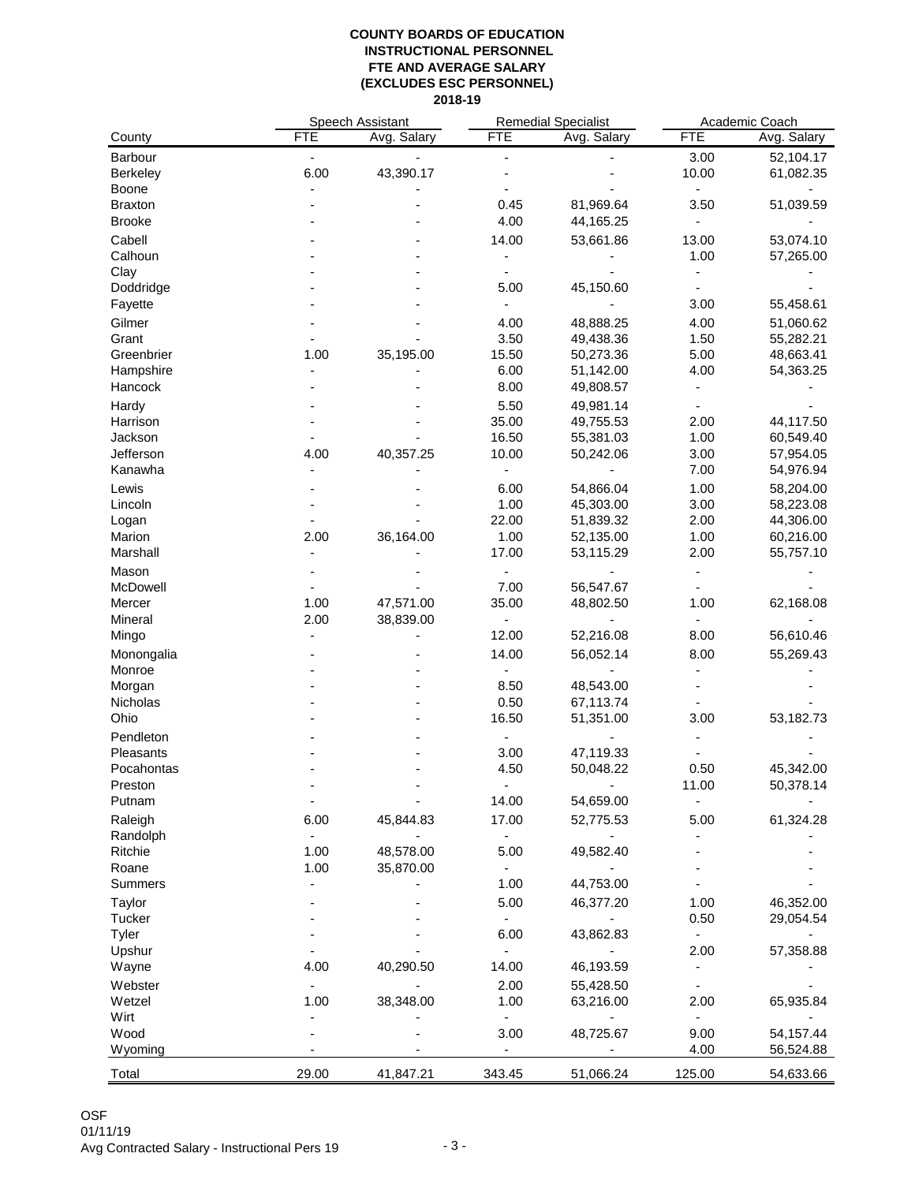**COUNTY BOARDS OF EDUCATION**
**INSTRUCTIONAL PERSONNEL**
**FTE AND AVERAGE SALARY**
**(EXCLUDES ESC PERSONNEL)**
**2018-19**

| | Speech Assistant | | Remedial Specialist | | Academic Coach | |
|---|---|---|---|---|---|---|
| County | FTE | Avg. Salary | FTE | Avg. Salary | FTE | Avg. Salary |
| Barbour | - | - | - | - | 3.00 | 52,104.17 |
| Berkeley | 6.00 | 43,390.17 | - | - | 10.00 | 61,082.35 |
| Boone | - | - | - | - | - | - |
| Braxton | - | - | 0.45 | 81,969.64 | 3.50 | 51,039.59 |
| Brooke | - | - | 4.00 | 44,165.25 | - | - |
| Cabell | - | - | 14.00 | 53,661.86 | 13.00 | 53,074.10 |
| Calhoun | - | - | - | - | 1.00 | 57,265.00 |
| Clay | - | - | - | - | - | - |
| Doddridge | - | - | 5.00 | 45,150.60 | - | - |
| Fayette | - | - | - | - | 3.00 | 55,458.61 |
| Gilmer | - | - | 4.00 | 48,888.25 | 4.00 | 51,060.62 |
| Grant | - | - | 3.50 | 49,438.36 | 1.50 | 55,282.21 |
| Greenbrier | 1.00 | 35,195.00 | 15.50 | 50,273.36 | 5.00 | 48,663.41 |
| Hampshire | - | - | 6.00 | 51,142.00 | 4.00 | 54,363.25 |
| Hancock | - | - | 8.00 | 49,808.57 | - | - |
| Hardy | - | - | 5.50 | 49,981.14 | - | - |
| Harrison | - | - | 35.00 | 49,755.53 | 2.00 | 44,117.50 |
| Jackson | - | - | 16.50 | 55,381.03 | 1.00 | 60,549.40 |
| Jefferson | 4.00 | 40,357.25 | 10.00 | 50,242.06 | 3.00 | 57,954.05 |
| Kanawha | - | - | - | - | 7.00 | 54,976.94 |
| Lewis | - | - | 6.00 | 54,866.04 | 1.00 | 58,204.00 |
| Lincoln | - | - | 1.00 | 45,303.00 | 3.00 | 58,223.08 |
| Logan | - | - | 22.00 | 51,839.32 | 2.00 | 44,306.00 |
| Marion | 2.00 | 36,164.00 | 1.00 | 52,135.00 | 1.00 | 60,216.00 |
| Marshall | - | - | 17.00 | 53,115.29 | 2.00 | 55,757.10 |
| Mason | - | - | - | - | - | - |
| McDowell | - | - | 7.00 | 56,547.67 | - | - |
| Mercer | 1.00 | 47,571.00 | 35.00 | 48,802.50 | 1.00 | 62,168.08 |
| Mineral | 2.00 | 38,839.00 | - | - | - | - |
| Mingo | - | - | 12.00 | 52,216.08 | 8.00 | 56,610.46 |
| Monongalia | - | - | 14.00 | 56,052.14 | 8.00 | 55,269.43 |
| Monroe | - | - | - | - | - | - |
| Morgan | - | - | 8.50 | 48,543.00 | - | - |
| Nicholas | - | - | 0.50 | 67,113.74 | - | - |
| Ohio | - | - | 16.50 | 51,351.00 | 3.00 | 53,182.73 |
| Pendleton | - | - | - | - | - | - |
| Pleasants | - | - | 3.00 | 47,119.33 | - | - |
| Pocahontas | - | - | 4.50 | 50,048.22 | 0.50 | 45,342.00 |
| Preston | - | - | - | - | 11.00 | 50,378.14 |
| Putnam | - | - | 14.00 | 54,659.00 | - | - |
| Raleigh | 6.00 | 45,844.83 | 17.00 | 52,775.53 | 5.00 | 61,324.28 |
| Randolph | - | - | - | - | - | - |
| Ritchie | 1.00 | 48,578.00 | 5.00 | 49,582.40 | - | - |
| Roane | 1.00 | 35,870.00 | - | - | - | - |
| Summers | - | - | 1.00 | 44,753.00 | - | - |
| Taylor | - | - | 5.00 | 46,377.20 | 1.00 | 46,352.00 |
| Tucker | - | - | - | - | 0.50 | 29,054.54 |
| Tyler | - | - | 6.00 | 43,862.83 | - | - |
| Upshur | - | - | - | - | 2.00 | 57,358.88 |
| Wayne | 4.00 | 40,290.50 | 14.00 | 46,193.59 | - | - |
| Webster | - | - | 2.00 | 55,428.50 | - | - |
| Wetzel | 1.00 | 38,348.00 | 1.00 | 63,216.00 | 2.00 | 65,935.84 |
| Wirt | - | - | - | - | - | - |
| Wood | - | - | 3.00 | 48,725.67 | 9.00 | 54,157.44 |
| Wyoming | - | - | - | - | 4.00 | 56,524.88 |
| Total | 29.00 | 41,847.21 | 343.45 | 51,066.24 | 125.00 | 54,633.66 |

OSF
01/11/19
Avg Contracted Salary - Instructional Pers 19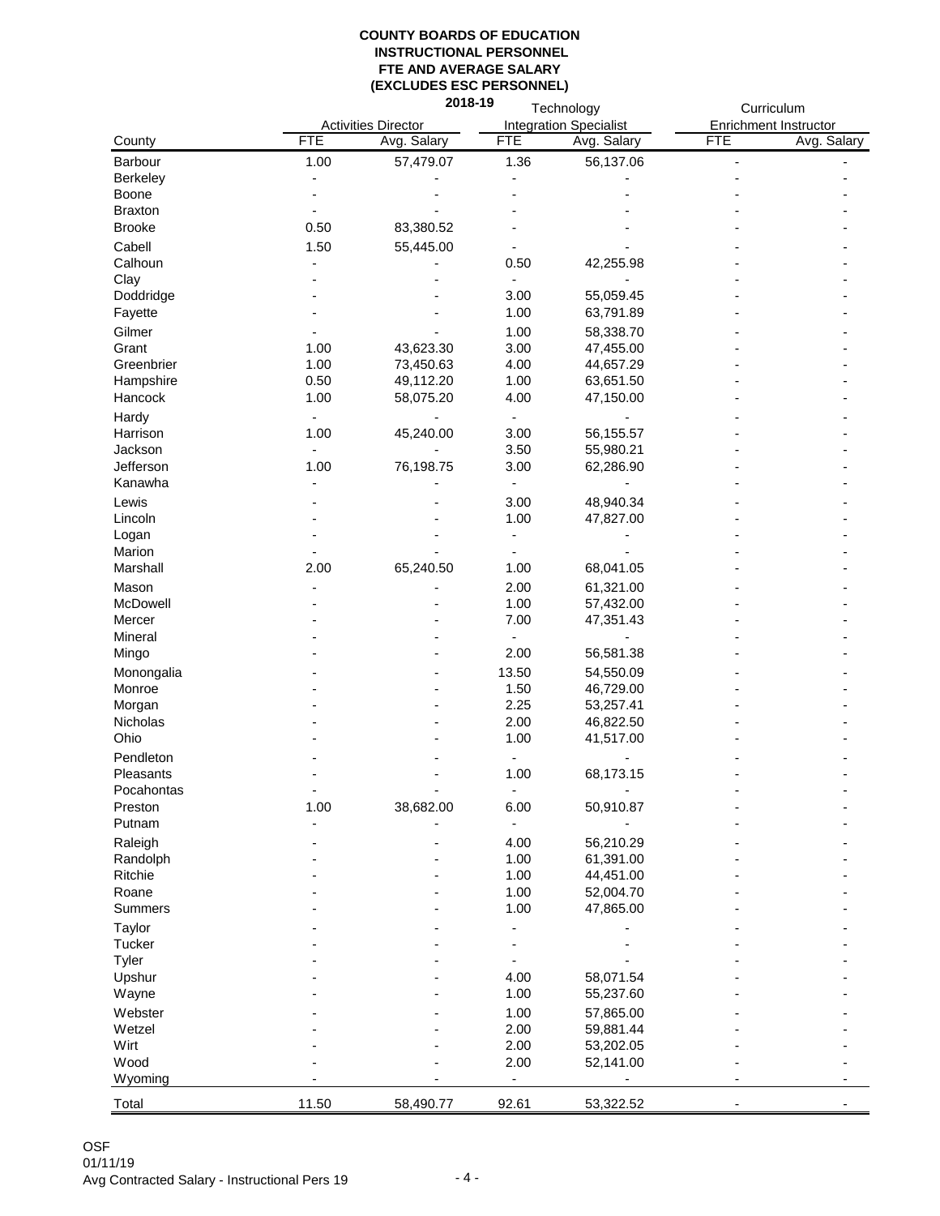**COUNTY BOARDS OF EDUCATION**
**INSTRUCTIONAL PERSONNEL**
**FTE AND AVERAGE SALARY**
**(EXCLUDES ESC PERSONNEL)**
**2018-19**

| | Activities Director | | Technology Integration Specialist | | Curriculum Enrichment Instructor | |
|---|---|---|---|---|---|---|
| County | FTE | Avg. Salary | FTE | Avg. Salary | FTE | Avg. Salary |
| Barbour | 1.00 | 57,479.07 | 1.36 | 56,137.06 | - | - |
| Berkeley | - | - | - | - | - | - |
| Boone | - | - | - | - | - | - |
| Braxton | - | - | - | - | - | - |
| Brooke | 0.50 | 83,380.52 | - | - | - | - |
| Cabell | 1.50 | 55,445.00 | - | - | - | - |
| Calhoun | - | - | 0.50 | 42,255.98 | - | - |
| Clay | - | - | - | - | - | - |
| Doddridge | - | - | 3.00 | 55,059.45 | - | - |
| Fayette | - | - | 1.00 | 63,791.89 | - | - |
| Gilmer | - | - | 1.00 | 58,338.70 | - | - |
| Grant | 1.00 | 43,623.30 | 3.00 | 47,455.00 | - | - |
| Greenbrier | 1.00 | 73,450.63 | 4.00 | 44,657.29 | - | - |
| Hampshire | 0.50 | 49,112.20 | 1.00 | 63,651.50 | - | - |
| Hancock | 1.00 | 58,075.20 | 4.00 | 47,150.00 | - | - |
| Hardy | - | - | - | - | - | - |
| Harrison | 1.00 | 45,240.00 | 3.00 | 56,155.57 | - | - |
| Jackson | - | - | 3.50 | 55,980.21 | - | - |
| Jefferson | 1.00 | 76,198.75 | 3.00 | 62,286.90 | - | - |
| Kanawha | - | - | - | - | - | - |
| Lewis | - | - | 3.00 | 48,940.34 | - | - |
| Lincoln | - | - | 1.00 | 47,827.00 | - | - |
| Logan | - | - | - | - | - | - |
| Marion | - | - | - | - | - | - |
| Marshall | 2.00 | 65,240.50 | 1.00 | 68,041.05 | - | - |
| Mason | - | - | 2.00 | 61,321.00 | - | - |
| McDowell | - | - | 1.00 | 57,432.00 | - | - |
| Mercer | - | - | 7.00 | 47,351.43 | - | - |
| Mineral | - | - | - | - | - | - |
| Mingo | - | - | 2.00 | 56,581.38 | - | - |
| Monongalia | - | - | 13.50 | 54,550.09 | - | - |
| Monroe | - | - | 1.50 | 46,729.00 | - | - |
| Morgan | - | - | 2.25 | 53,257.41 | - | - |
| Nicholas | - | - | 2.00 | 46,822.50 | - | - |
| Ohio | - | - | 1.00 | 41,517.00 | - | - |
| Pendleton | - | - | - | - | - | - |
| Pleasants | - | - | 1.00 | 68,173.15 | - | - |
| Pocahontas | - | - | - | - | - | - |
| Preston | 1.00 | 38,682.00 | 6.00 | 50,910.87 | - | - |
| Putnam | - | - | - | - | - | - |
| Raleigh | - | - | 4.00 | 56,210.29 | - | - |
| Randolph | - | - | 1.00 | 61,391.00 | - | - |
| Ritchie | - | - | 1.00 | 44,451.00 | - | - |
| Roane | - | - | 1.00 | 52,004.70 | - | - |
| Summers | - | - | 1.00 | 47,865.00 | - | - |
| Taylor | - | - | - | - | - | - |
| Tucker | - | - | - | - | - | - |
| Tyler | - | - | - | - | - | - |
| Upshur | - | - | 4.00 | 58,071.54 | - | - |
| Wayne | - | - | 1.00 | 55,237.60 | - | - |
| Webster | - | - | 1.00 | 57,865.00 | - | - |
| Wetzel | - | - | 2.00 | 59,881.44 | - | - |
| Wirt | - | - | 2.00 | 53,202.05 | - | - |
| Wood | - | - | 2.00 | 52,141.00 | - | - |
| Wyoming | - | - | - | - | - | - |
| Total | 11.50 | 58,490.77 | 92.61 | 53,322.52 | - | - |

OSF
01/11/19
Avg Contracted Salary - Instructional Pers 19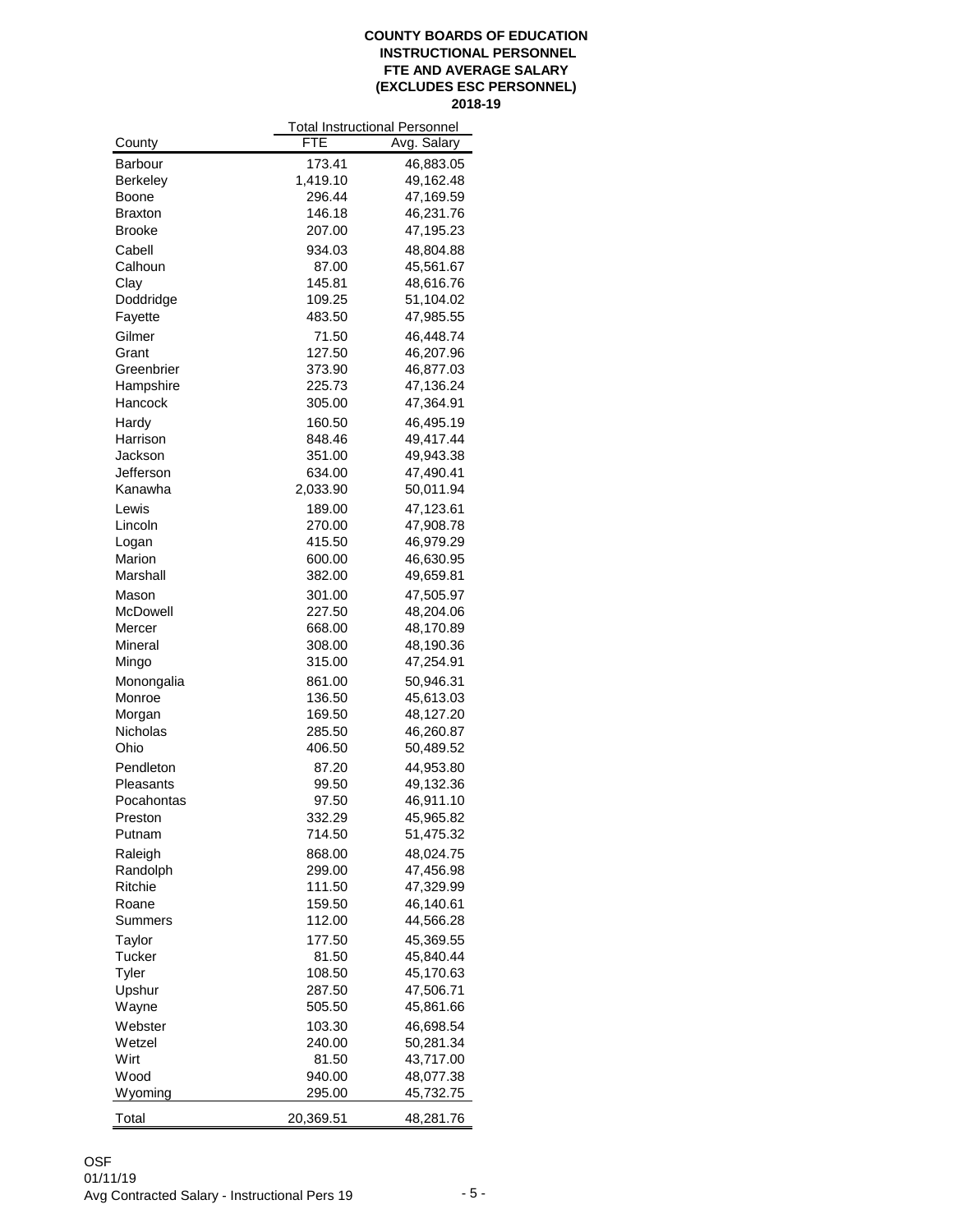**COUNTY BOARDS OF EDUCATION**
**INSTRUCTIONAL PERSONNEL**
**FTE AND AVERAGE SALARY**
**(EXCLUDES ESC PERSONNEL)**
**2018-19**

| | Total Instructional Personnel | |
|---|---|---|
| County | FTE | Avg. Salary |
| Barbour | 173.41 | 46,883.05 |
| Berkeley | 1,419.10 | 49,162.48 |
| Boone | 296.44 | 47,169.59 |
| Braxton | 146.18 | 46,231.76 |
| Brooke | 207.00 | 47,195.23 |
| Cabell | 934.03 | 48,804.88 |
| Calhoun | 87.00 | 45,561.67 |
| Clay | 145.81 | 48,616.76 |
| Doddridge | 109.25 | 51,104.02 |
| Fayette | 483.50 | 47,985.55 |
| Gilmer | 71.50 | 46,448.74 |
| Grant | 127.50 | 46,207.96 |
| Greenbrier | 373.90 | 46,877.03 |
| Hampshire | 225.73 | 47,136.24 |
| Hancock | 305.00 | 47,364.91 |
| Hardy | 160.50 | 46,495.19 |
| Harrison | 848.46 | 49,417.44 |
| Jackson | 351.00 | 49,943.38 |
| Jefferson | 634.00 | 47,490.41 |
| Kanawha | 2,033.90 | 50,011.94 |
| Lewis | 189.00 | 47,123.61 |
| Lincoln | 270.00 | 47,908.78 |
| Logan | 415.50 | 46,979.29 |
| Marion | 600.00 | 46,630.95 |
| Marshall | 382.00 | 49,659.81 |
| Mason | 301.00 | 47,505.97 |
| McDowell | 227.50 | 48,204.06 |
| Mercer | 668.00 | 48,170.89 |
| Mineral | 308.00 | 48,190.36 |
| Mingo | 315.00 | 47,254.91 |
| Monongalia | 861.00 | 50,946.31 |
| Monroe | 136.50 | 45,613.03 |
| Morgan | 169.50 | 48,127.20 |
| Nicholas | 285.50 | 46,260.87 |
| Ohio | 406.50 | 50,489.52 |
| Pendleton | 87.20 | 44,953.80 |
| Pleasants | 99.50 | 49,132.36 |
| Pocahontas | 97.50 | 46,911.10 |
| Preston | 332.29 | 45,965.82 |
| Putnam | 714.50 | 51,475.32 |
| Raleigh | 868.00 | 48,024.75 |
| Randolph | 299.00 | 47,456.98 |
| Ritchie | 111.50 | 47,329.99 |
| Roane | 159.50 | 46,140.61 |
| Summers | 112.00 | 44,566.28 |
| Taylor | 177.50 | 45,369.55 |
| Tucker | 81.50 | 45,840.44 |
| Tyler | 108.50 | 45,170.63 |
| Upshur | 287.50 | 47,506.71 |
| Wayne | 505.50 | 45,861.66 |
| Webster | 103.30 | 46,698.54 |
| Wetzel | 240.00 | 50,281.34 |
| Wirt | 81.50 | 43,717.00 |
| Wood | 940.00 | 48,077.38 |
| Wyoming | 295.00 | 45,732.75 |
| Total | 20,369.51 | 48,281.76 |

OSF
01/11/19
Avg Contracted Salary - Instructional Pers 19